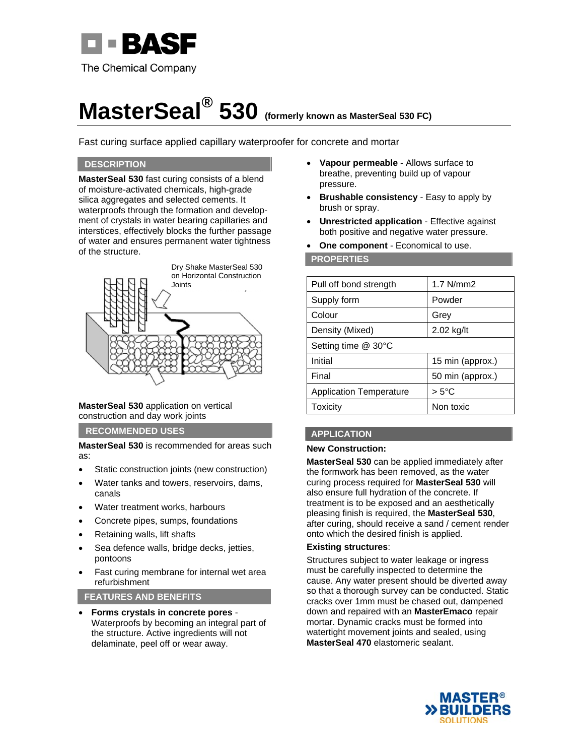# MasterSeal® 530 (formerly known as MasterSeal 530 FC)

Fast curing surface applied capillary waterproofer for concrete and mortar

## DESCRIPTION

**MasterSeal 530** fast curing consists of a blend of moisture-activated chemicals, high-grade silica aggregates and selected cements. It waterproofs through the formation and development of crystals in water bearing capillaries and interstices, effectively blocks the further passage of water and ensures permanent water tightness of the structure.

Dry Shake MasterSeal 530 on Horizontal Construction Joints

**MasterSeal 530** application on vertical construction and day work joints

## RECOMMENDED USES

**MasterSeal 530** is recommended for areas such as:

- Static construction joints (new construction)
- Water tanks and towers, reservoirs, dams, canals
- Water treatment works, harbours
- Concrete pipes, sumps, foundations
- Retaining walls, lift shafts
- Sea defence walls, bridge decks, jetties, pontoons
- Fast curing membrane for internal wet area refurbishment

## FEATURES AND BENEFITS

- **Forms crystals in concrete pores** - Waterproofs by becoming an integral part of the structure. Active ingredients will not delaminate, peel off or wear away.
- **Vapour permeable** - Allows surface to breathe, preventing build up of vapour pressure.
- **Brushable consistency** - Easy to apply by brush or spray.
- **Unrestricted application** - Effective against both positive and negative water pressure.
- **One component** - Economical to use.

## PROPERTIES

| Property | Value |
|---|---|
| Pull off bond strength | 1.7 N/mm2 |
| Supply form | Powder |
| Colour | Grey |
| Density (Mixed) | 2.02 kg/lt |
| Setting time @ 30°C | |
| Initial | 15 min (approx.) |
| Final | 50 min (approx.) |
| Application Temperature | > 5°C |
| Toxicity | Non toxic |

## APPLICATION

**New Construction:**

**MasterSeal 530** can be applied immediately after the formwork has been removed, as the water curing process required for **MasterSeal 530** will also ensure full hydration of the concrete. If treatment is to be exposed and an aesthetically pleasing finish is required, the **MasterSeal 530**, after curing, should receive a sand / cement render onto which the desired finish is applied.

**Existing structures**:

Structures subject to water leakage or ingress must be carefully inspected to determine the cause. Any water present should be diverted away so that a thorough survey can be conducted. Static cracks over 1mm must be chased out, dampened down and repaired with an **MasterEmaco** repair mortar. Dynamic cracks must be formed into watertight movement joints and sealed, using **MasterSeal 470** elastomeric sealant.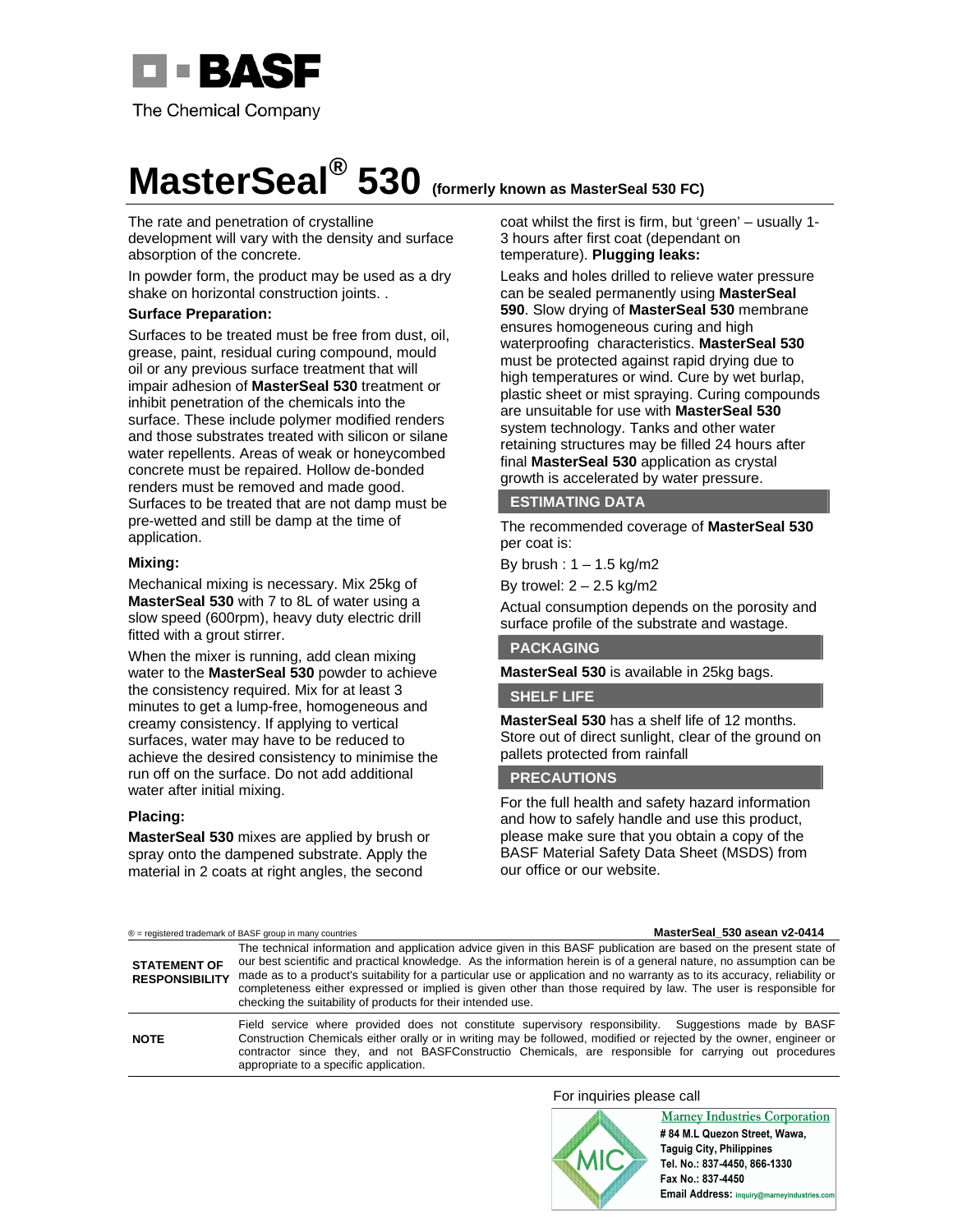# MasterSeal® 530 (formerly known as MasterSeal 530 FC)

The rate and penetration of crystalline development will vary with the density and surface absorption of the concrete.

In powder form, the product may be used as a dry shake on horizontal construction joints. .

**Surface Preparation:**

Surfaces to be treated must be free from dust, oil, grease, paint, residual curing compound, mould oil or any previous surface treatment that will impair adhesion of **MasterSeal 530** treatment or inhibit penetration of the chemicals into the surface. These include polymer modified renders and those substrates treated with silicon or silane water repellents. Areas of weak or honeycombed concrete must be repaired. Hollow de-bonded renders must be removed and made good. Surfaces to be treated that are not damp must be pre-wetted and still be damp at the time of application.

**Mixing:**

Mechanical mixing is necessary. Mix 25kg of **MasterSeal 530** with 7 to 8L of water using a slow speed (600rpm), heavy duty electric drill fitted with a grout stirrer.

When the mixer is running, add clean mixing water to the **MasterSeal 530** powder to achieve the consistency required. Mix for at least 3 minutes to get a lump-free, homogeneous and creamy consistency. If applying to vertical surfaces, water may have to be reduced to achieve the desired consistency to minimise the run off on the surface. Do not add additional water after initial mixing.

**Placing:**

**MasterSeal 530** mixes are applied by brush or spray onto the dampened substrate. Apply the material in 2 coats at right angles, the second coat whilst the first is firm, but 'green' – usually 1-3 hours after first coat (dependant on temperature). **Plugging leaks:**

Leaks and holes drilled to relieve water pressure can be sealed permanently using **MasterSeal 590**. Slow drying of **MasterSeal 530** membrane ensures homogeneous curing and high waterproofing characteristics. **MasterSeal 530** must be protected against rapid drying due to high temperatures or wind. Cure by wet burlap, plastic sheet or mist spraying. Curing compounds are unsuitable for use with **MasterSeal 530** system technology. Tanks and other water retaining structures may be filled 24 hours after final **MasterSeal 530** application as crystal growth is accelerated by water pressure.

## ESTIMATING DATA

The recommended coverage of **MasterSeal 530** per coat is:

By brush : 1 – 1.5 kg/m2

By trowel: 2 – 2.5 kg/m2

Actual consumption depends on the porosity and surface profile of the substrate and wastage.

## PACKAGING

**MasterSeal 530** is available in 25kg bags.

## SHELF LIFE

**MasterSeal 530** has a shelf life of 12 months. Store out of direct sunlight, clear of the ground on pallets protected from rainfall

## PRECAUTIONS

For the full health and safety hazard information and how to safely handle and use this product, please make sure that you obtain a copy of the BASF Material Safety Data Sheet (MSDS) from our office or our website.

® = registered trademark of BASF group in many countries

MasterSeal_530 asean v2-0414

| | |
|---|---|
| **STATEMENT OF RESPONSIBILITY** | The technical information and application advice given in this BASF publication are based on the present state of our best scientific and practical knowledge. As the information herein is of a general nature, no assumption can be made as to a product's suitability for a particular use or application and no warranty as to its accuracy, reliability or completeness either expressed or implied is given other than those required by law. The user is responsible for checking the suitability of products for their intended use. |
| **NOTE** | Field service where provided does not constitute supervisory responsibility. Suggestions made by BASF Construction Chemicals either orally or in writing may be followed, modified or rejected by the owner, engineer or contractor since they, and not BASFConstructio Chemicals, are responsible for carrying out procedures appropriate to a specific application. |

For inquiries please call

**Marney Industries Corporation**
**# 84 M.L Quezon Street, Wawa, Taguig City, Philippines**
**Tel. No.: 837-4450, 866-1330**
**Fax No.: 837-4450**
**Email Address:** inquiry@marneyindustries.com